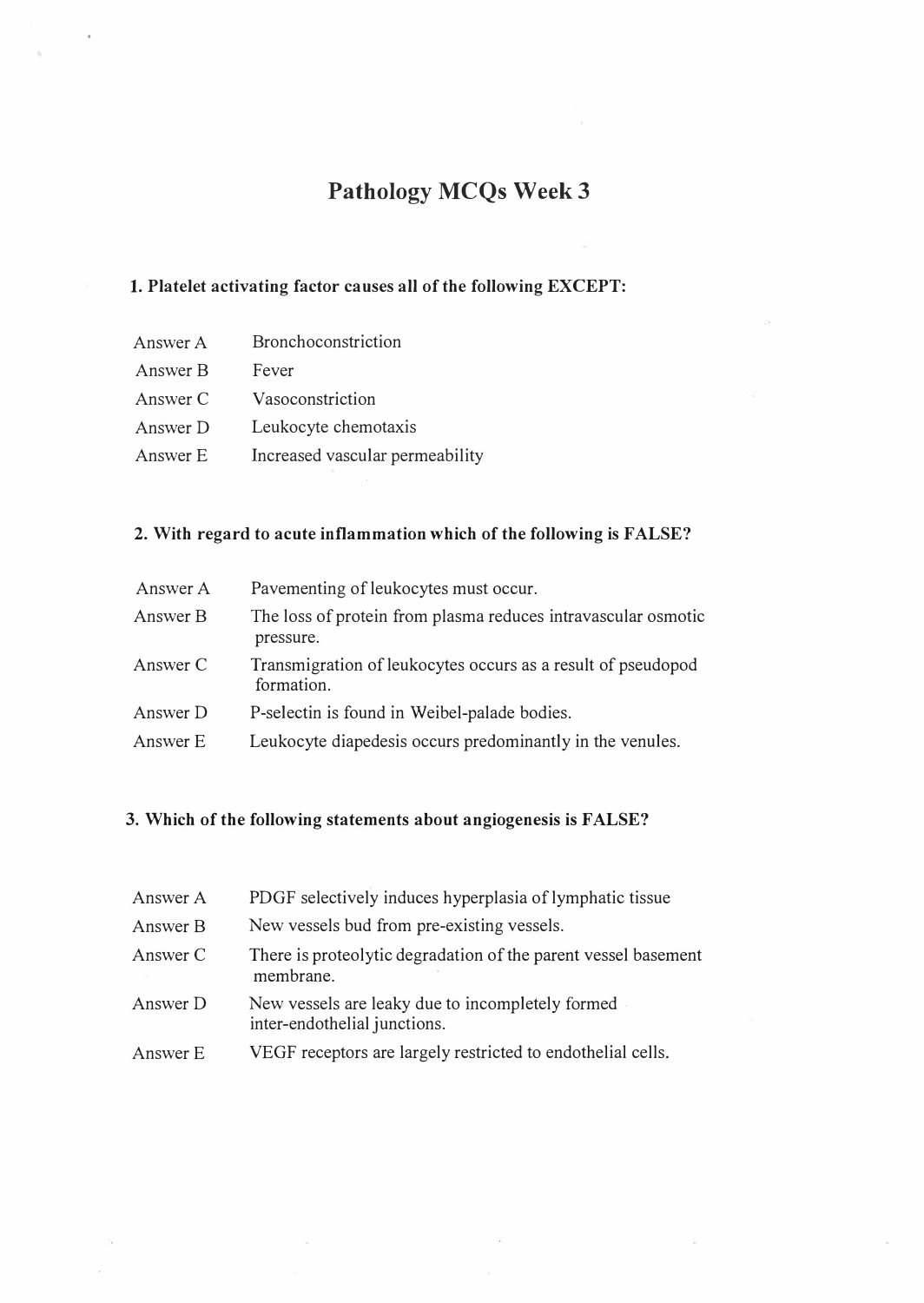# Pathology MCQs Week 3

**1. Platelet activating factor causes all of the following EXCEPT:**

| | |
|---|---|
| Answer A | Bronchoconstriction |
| Answer B | Fever |
| Answer C | Vasoconstriction |
| Answer D | Leukocyte chemotaxis |
| Answer E | Increased vascular permeability |

**2. With regard to acute inflammation which of the following is FALSE?**

| | |
|---|---|
| Answer A | Pavementing of leukocytes must occur. |
| Answer B | The loss of protein from plasma reduces intravascular osmotic pressure. |
| Answer C | Transmigration of leukocytes occurs as a result of pseudopod formation. |
| Answer D | P-selectin is found in Weibel-palade bodies. |
| Answer E | Leukocyte diapedesis occurs predominantly in the venules. |

**3. Which of the following statements about angiogenesis is FALSE?**

| | |
|---|---|
| Answer A | PDGF selectively induces hyperplasia of lymphatic tissue |
| Answer B | New vessels bud from pre-existing vessels. |
| Answer C | There is proteolytic degradation of the parent vessel basement membrane. |
| Answer D | New vessels are leaky due to incompletely formed inter-endothelial junctions. |
| Answer E | VEGF receptors are largely restricted to endothelial cells. |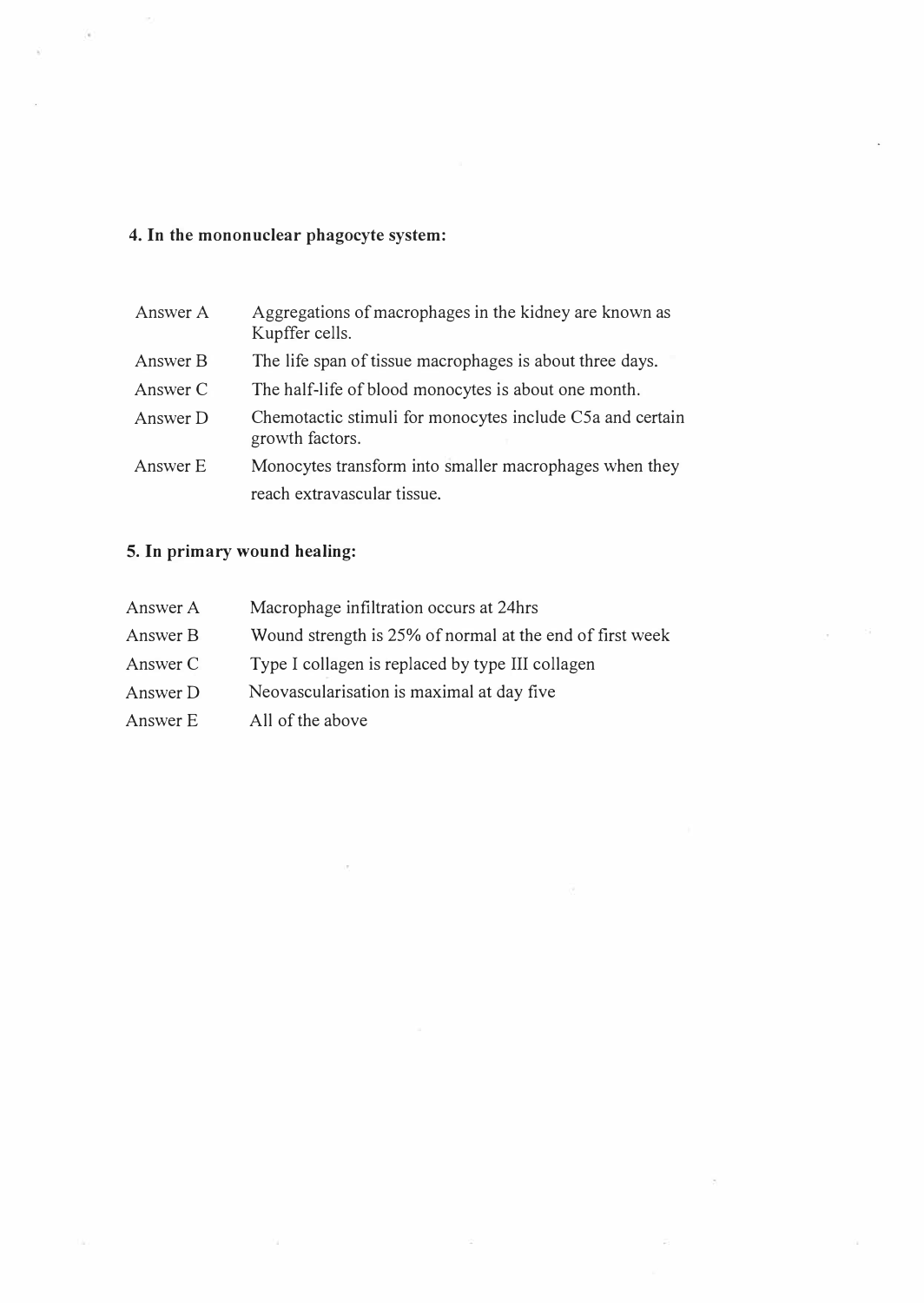**4. In the mononuclear phagocyte system:**

| | |
|---|---|
| Answer A | Aggregations of macrophages in the kidney are known as Kupffer cells. |
| Answer B | The life span of tissue macrophages is about three days. |
| Answer C | The half-life of blood monocytes is about one month. |
| Answer D | Chemotactic stimuli for monocytes include C5a and certain growth factors. |
| Answer E | Monocytes transform into smaller macrophages when they reach extravascular tissue. |

**5. In primary wound healing:**

| | |
|---|---|
| Answer A | Macrophage infiltration occurs at 24hrs |
| Answer B | Wound strength is 25% of normal at the end of first week |
| Answer C | Type I collagen is replaced by type III collagen |
| Answer D | Neovascularisation is maximal at day five |
| Answer E | All of the above |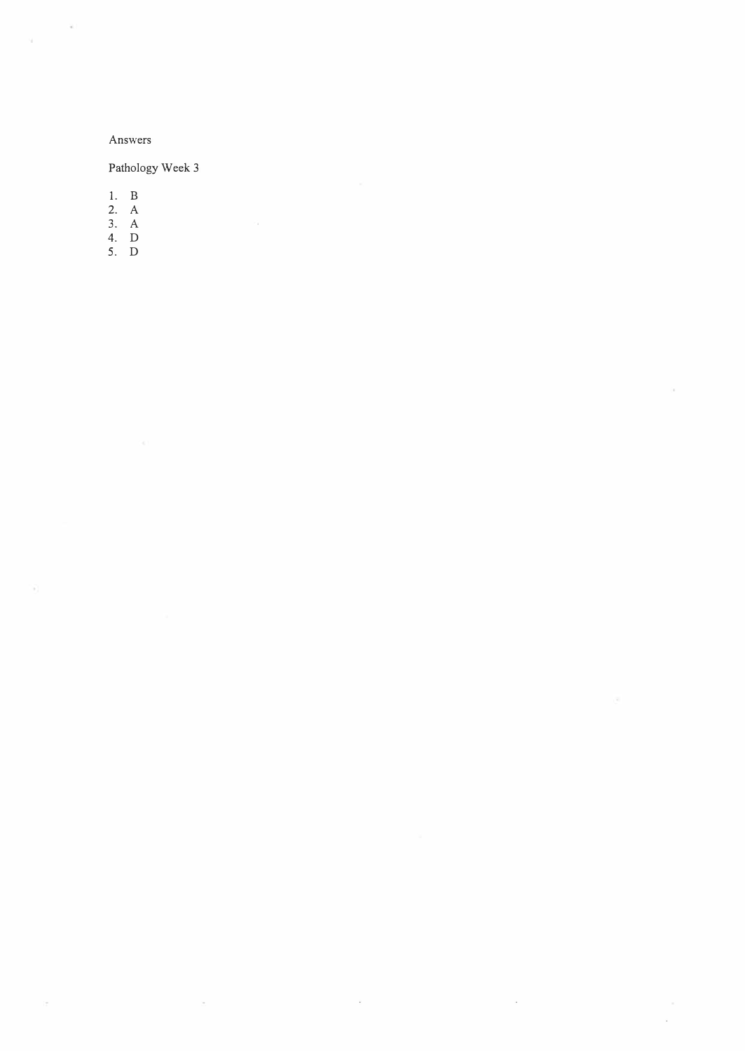Answers

Pathology Week 3

1. B
2. A
3. A
4. D
5. D